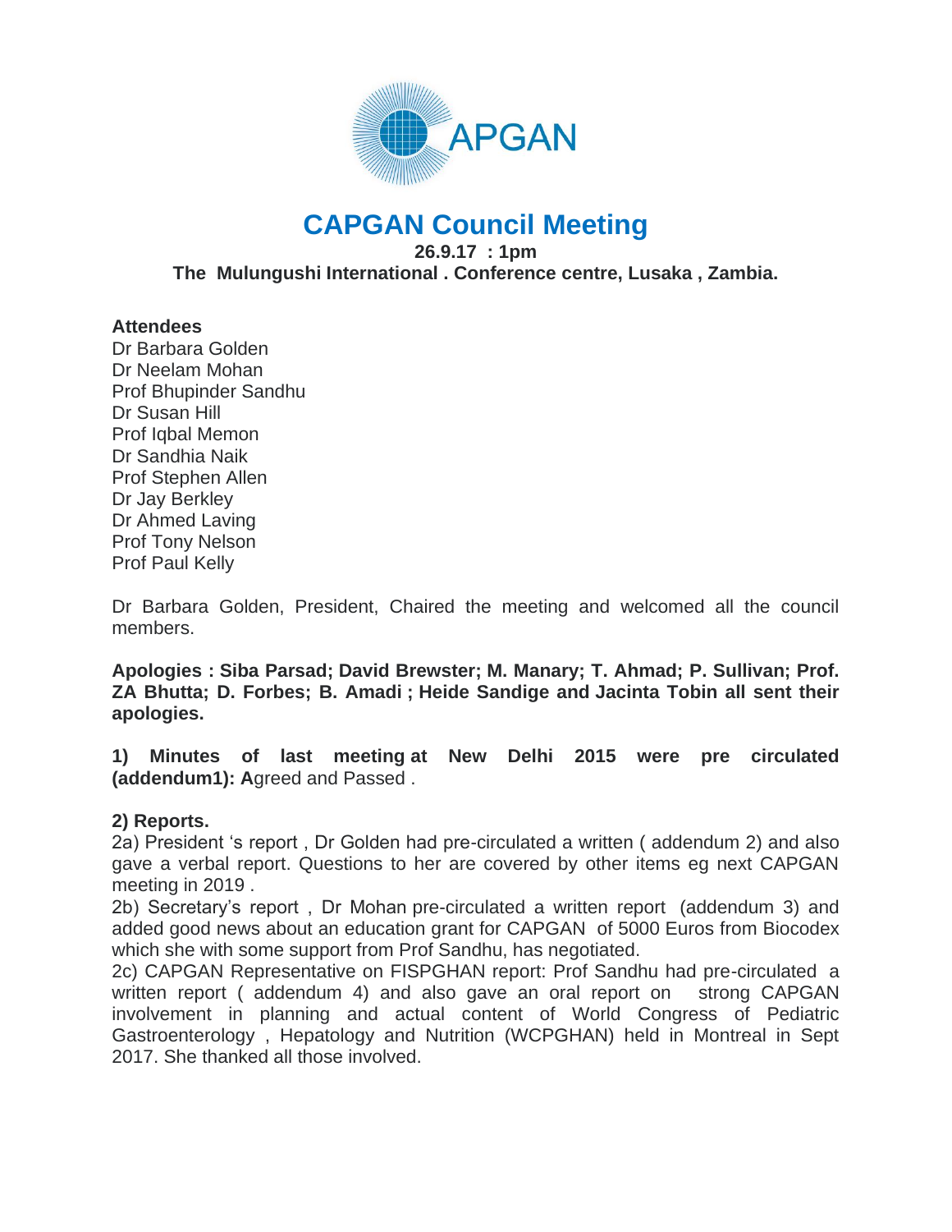# CAPGAN Council Meeting

**26.9.17 : 1pm**

**The Mulungushi International . Conference centre, Lusaka , Zambia.**

**Attendees**

Dr Barbara Golden
Dr Neelam Mohan
Prof Bhupinder Sandhu
Dr Susan Hill
Prof Iqbal Memon
Dr Sandhia Naik
Prof Stephen Allen
Dr Jay Berkley
Dr Ahmed Laving
Prof Tony Nelson
Prof Paul Kelly

Dr Barbara Golden, President, Chaired the meeting and welcomed all the council members.

**Apologies : Siba Parsad; David Brewster; M. Manary; T. Ahmad; P. Sullivan; Prof. ZA Bhutta; D. Forbes; B. Amadi ; Heide Sandige and Jacinta Tobin all sent their apologies.**

**1) Minutes of last meeting at New Delhi 2015 were pre circulated (addendum1): A**greed and Passed .

**2) Reports.**

2a) President 's report , Dr Golden had pre-circulated a written ( addendum 2) and also gave a verbal report. Questions to her are covered by other items eg next CAPGAN meeting in 2019 .

2b) Secretary's report , Dr Mohan pre-circulated a written report (addendum 3) and added good news about an education grant for CAPGAN of 5000 Euros from Biocodex which she with some support from Prof Sandhu, has negotiated.

2c) CAPGAN Representative on FISPGHAN report: Prof Sandhu had pre-circulated a written report ( addendum 4) and also gave an oral report on strong CAPGAN involvement in planning and actual content of World Congress of Pediatric Gastroenterology , Hepatology and Nutrition (WCPGHAN) held in Montreal in Sept 2017. She thanked all those involved.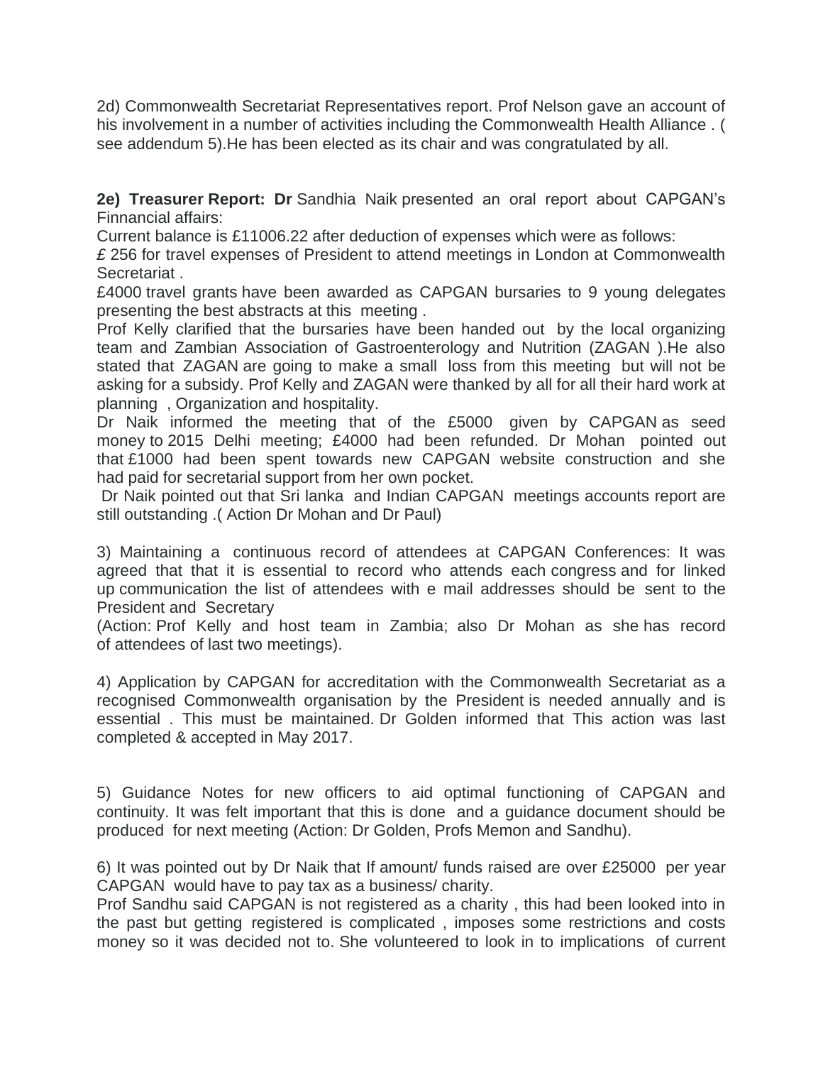2d) Commonwealth Secretariat Representatives report. Prof Nelson gave an account of his involvement in a number of activities including the Commonwealth Health Alliance . ( see addendum 5).He has been elected as its chair and was congratulated by all.

**2e) Treasurer Report: Dr** Sandhia Naik presented an oral report about CAPGAN's Finnancial affairs:

Current balance is £11006.22 after deduction of expenses which were as follows:

£ 256 for travel expenses of President to attend meetings in London at Commonwealth Secretariat .

£4000 travel grants have been awarded as CAPGAN bursaries to 9 young delegates presenting the best abstracts at this meeting .

Prof Kelly clarified that the bursaries have been handed out by the local organizing team and Zambian Association of Gastroenterology and Nutrition (ZAGAN ).He also stated that ZAGAN are going to make a small loss from this meeting but will not be asking for a subsidy. Prof Kelly and ZAGAN were thanked by all for all their hard work at planning , Organization and hospitality.

Dr Naik informed the meeting that of the £5000 given by CAPGAN as seed money to 2015 Delhi meeting; £4000 had been refunded. Dr Mohan pointed out that £1000 had been spent towards new CAPGAN website construction and she had paid for secretarial support from her own pocket.

Dr Naik pointed out that Sri lanka and Indian CAPGAN meetings accounts report are still outstanding .( Action Dr Mohan and Dr Paul)

3) Maintaining a continuous record of attendees at CAPGAN Conferences: It was agreed that that it is essential to record who attends each congress and for linked up communication the list of attendees with e mail addresses should be sent to the President and Secretary

(Action: Prof Kelly and host team in Zambia; also Dr Mohan as she has record of attendees of last two meetings).

4) Application by CAPGAN for accreditation with the Commonwealth Secretariat as a recognised Commonwealth organisation by the President is needed annually and is essential . This must be maintained. Dr Golden informed that This action was last completed & accepted in May 2017.

5) Guidance Notes for new officers to aid optimal functioning of CAPGAN and continuity. It was felt important that this is done and a guidance document should be produced for next meeting (Action: Dr Golden, Profs Memon and Sandhu).

6) It was pointed out by Dr Naik that If amount/ funds raised are over £25000 per year CAPGAN would have to pay tax as a business/ charity.

Prof Sandhu said CAPGAN is not registered as a charity , this had been looked into in the past but getting registered is complicated , imposes some restrictions and costs money so it was decided not to. She volunteered to look in to implications of current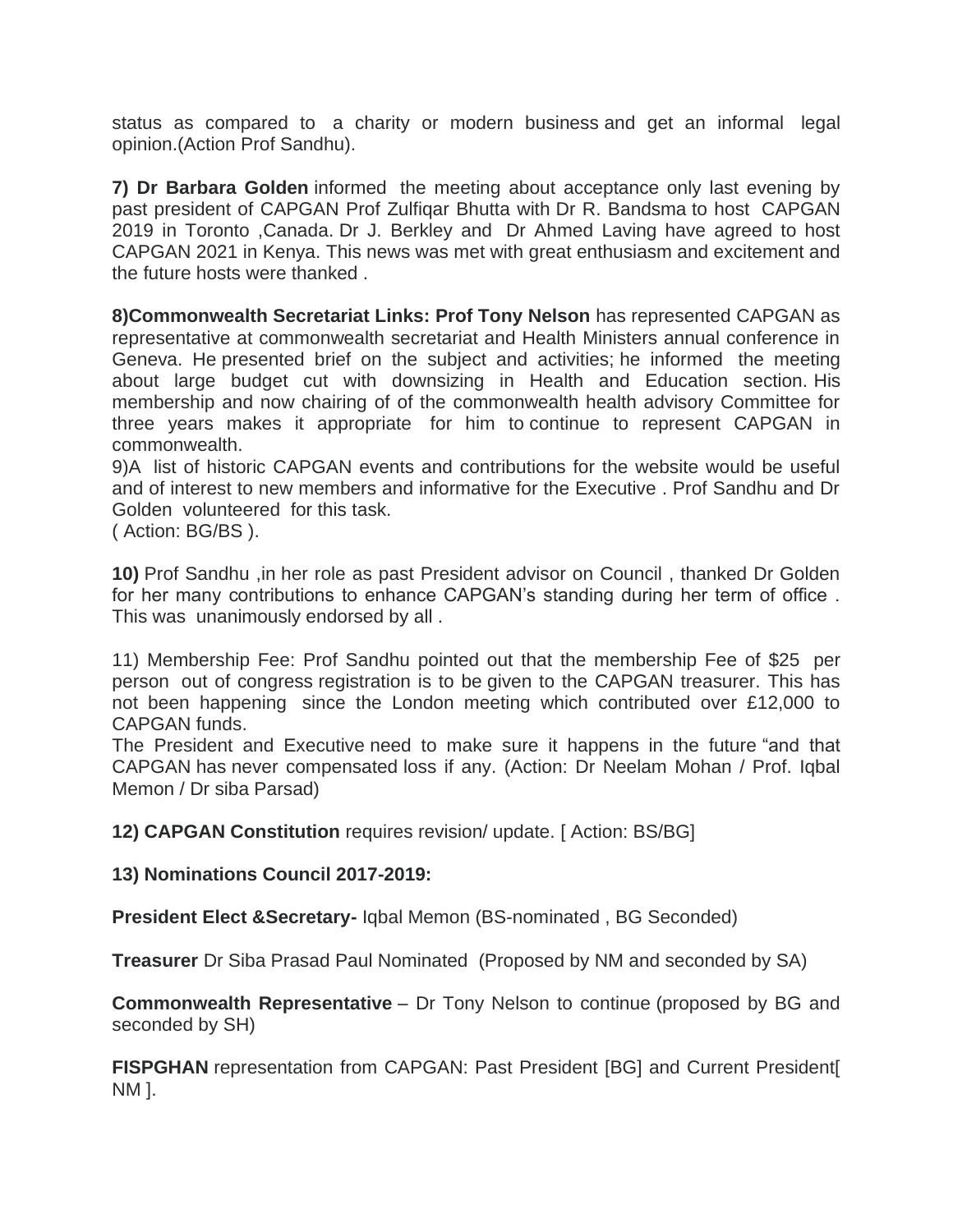status as compared to a charity or modern business and get an informal legal opinion.(Action Prof Sandhu).

**7) Dr Barbara Golden** informed the meeting about acceptance only last evening by past president of CAPGAN Prof Zulfiqar Bhutta with Dr R. Bandsma to host CAPGAN 2019 in Toronto ,Canada. Dr J. Berkley and Dr Ahmed Laving have agreed to host CAPGAN 2021 in Kenya. This news was met with great enthusiasm and excitement and the future hosts were thanked .

**8)Commonwealth Secretariat Links: Prof Tony Nelson** has represented CAPGAN as representative at commonwealth secretariat and Health Ministers annual conference in Geneva. He presented brief on the subject and activities; he informed the meeting about large budget cut with downsizing in Health and Education section. His membership and now chairing of of the commonwealth health advisory Committee for three years makes it appropriate for him to continue to represent CAPGAN in commonwealth.

9)A list of historic CAPGAN events and contributions for the website would be useful and of interest to new members and informative for the Executive . Prof Sandhu and Dr Golden volunteered for this task.
( Action: BG/BS ).

**10)** Prof Sandhu ,in her role as past President advisor on Council , thanked Dr Golden for her many contributions to enhance CAPGAN's standing during her term of office . This was unanimously endorsed by all .

11) Membership Fee: Prof Sandhu pointed out that the membership Fee of $25 per person out of congress registration is to be given to the CAPGAN treasurer. This has not been happening since the London meeting which contributed over £12,000 to CAPGAN funds.
The President and Executive need to make sure it happens in the future "and that CAPGAN has never compensated loss if any. (Action: Dr Neelam Mohan / Prof. Iqbal Memon / Dr siba Parsad)

**12) CAPGAN Constitution** requires revision/ update. [ Action: BS/BG]

**13) Nominations Council 2017-2019:**

**President Elect &Secretary-** Iqbal Memon (BS-nominated , BG Seconded)

**Treasurer** Dr Siba Prasad Paul Nominated (Proposed by NM and seconded by SA)

**Commonwealth Representative** – Dr Tony Nelson to continue (proposed by BG and seconded by SH)

**FISPGHAN** representation from CAPGAN: Past President [BG] and Current President[ NM ].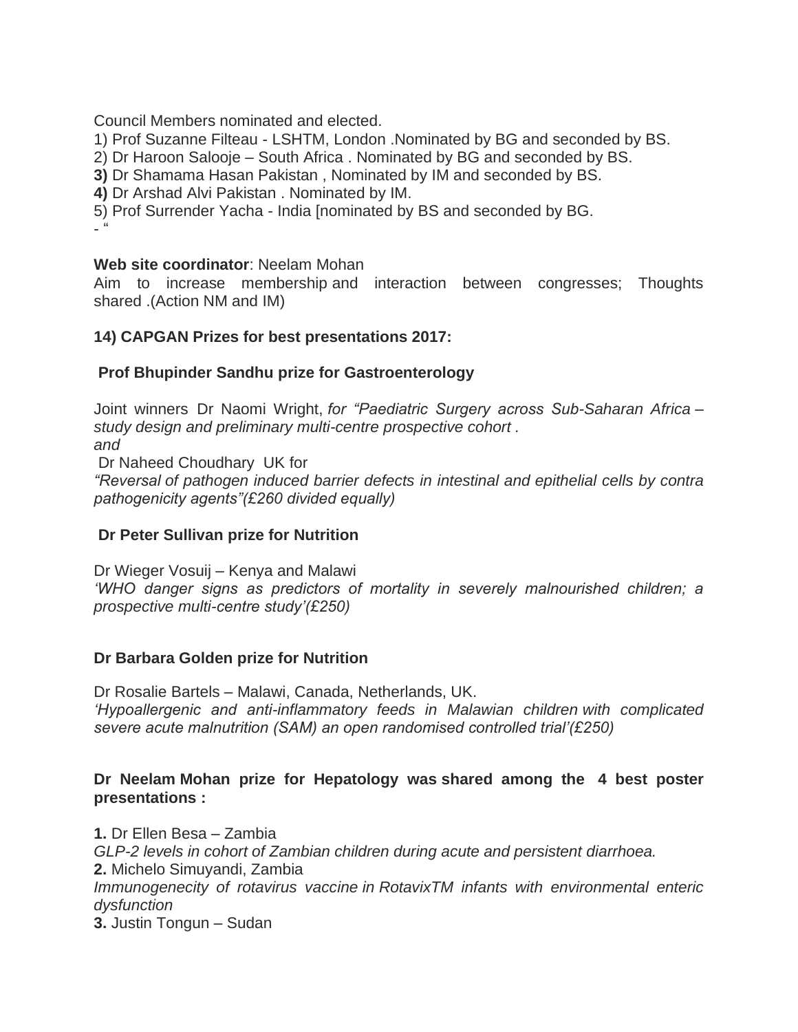Council Members nominated and elected.

1) Prof Suzanne Filteau - LSHTM, London .Nominated by BG and seconded by BS.
2) Dr Haroon Salooje – South Africa . Nominated by BG and seconded by BS.
**3)** Dr Shamama Hasan Pakistan , Nominated by IM and seconded by BS.
**4)** Dr Arshad Alvi Pakistan . Nominated by IM.
5) Prof Surrender Yacha - India [nominated by BS and seconded by BG.

- “

**Web site coordinator**: Neelam Mohan
Aim to increase membership and interaction between congresses; Thoughts shared .(Action NM and IM)

**14) CAPGAN Prizes for best presentations 2017:**

**Prof Bhupinder Sandhu prize for Gastroenterology**

Joint winners Dr Naomi Wright, *for “Paediatric Surgery across Sub-Saharan Africa – study design and preliminary multi-centre prospective cohort .*
*and*
Dr Naheed Choudhary UK for
*“Reversal of pathogen induced barrier defects in intestinal and epithelial cells by contra pathogenicity agents”(£260 divided equally)*

**Dr Peter Sullivan prize for Nutrition**

Dr Wieger Vosuij – Kenya and Malawi
*‘WHO danger signs as predictors of mortality in severely malnourished children; a prospective multi-centre study’(£250)*

**Dr Barbara Golden prize for Nutrition**

Dr Rosalie Bartels – Malawi, Canada, Netherlands, UK.
*‘Hypoallergenic and anti-inflammatory feeds in Malawian children with complicated severe acute malnutrition (SAM) an open randomised controlled trial’(£250)*

**Dr Neelam Mohan prize for Hepatology was shared among the 4 best poster presentations :**

**1.** Dr Ellen Besa – Zambia
*GLP-2 levels in cohort of Zambian children during acute and persistent diarrhoea.*
**2.** Michelo Simuyandi, Zambia
*Immunogenecity of rotavirus vaccine in RotavixTM infants with environmental enteric dysfunction*
**3.** Justin Tongun – Sudan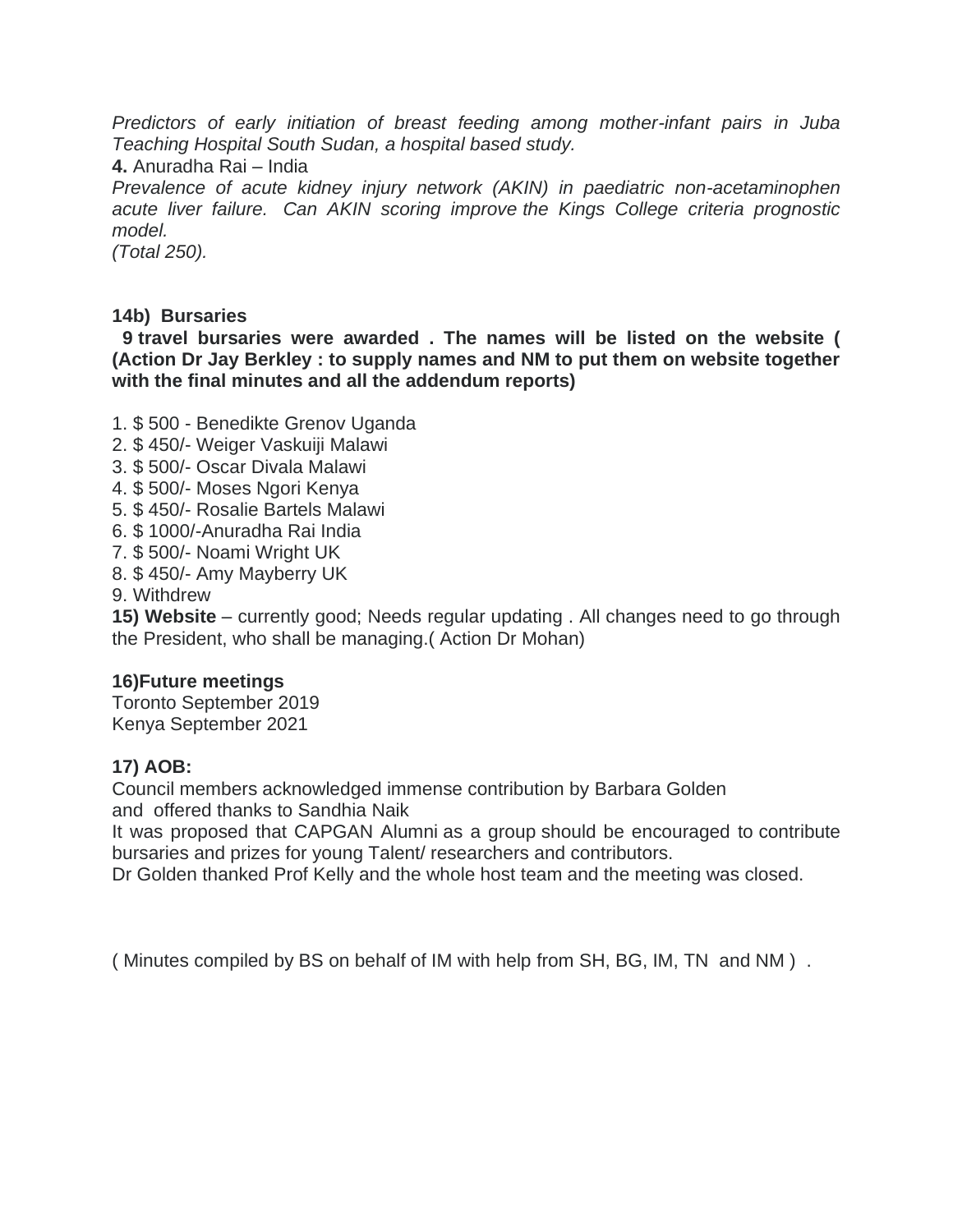*Predictors of early initiation of breast feeding among mother-infant pairs in Juba Teaching Hospital South Sudan, a hospital based study.*

**4.** Anuradha Rai – India

*Prevalence of acute kidney injury network (AKIN) in paediatric non-acetaminophen acute liver failure. Can AKIN scoring improve the Kings College criteria prognostic model.*

*(Total 250).*

**14b) Bursaries**

**9 travel bursaries were awarded . The names will be listed on the website ( (Action Dr Jay Berkley : to supply names and NM to put them on website together with the final minutes and all the addendum reports)**

1. $ 500 - Benedikte Grenov Uganda
2. $ 450/- Weiger Vaskuiji Malawi
3. $ 500/- Oscar Divala Malawi
4. $ 500/- Moses Ngori Kenya
5. $ 450/- Rosalie Bartels Malawi
6. $ 1000/-Anuradha Rai India
7. $ 500/- Noami Wright UK
8. $ 450/- Amy Mayberry UK
9. Withdrew

**15) Website** – currently good; Needs regular updating . All changes need to go through the President, who shall be managing.( Action Dr Mohan)

**16)Future meetings**

Toronto September 2019

Kenya September 2021

**17) AOB:**

Council members acknowledged immense contribution by Barbara Golden and offered thanks to Sandhia Naik

It was proposed that CAPGAN Alumni as a group should be encouraged to contribute bursaries and prizes for young Talent/ researchers and contributors.

Dr Golden thanked Prof Kelly and the whole host team and the meeting was closed.

( Minutes compiled by BS on behalf of IM with help from SH, BG, IM, TN and NM ) .